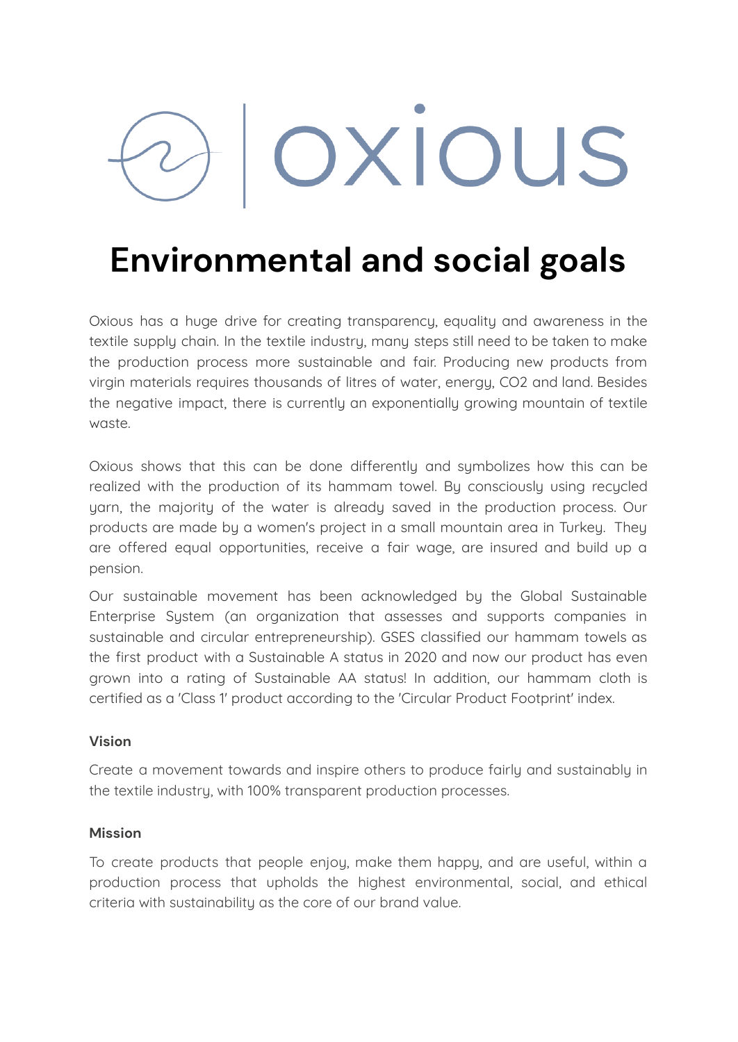oxious

# Environmental and social goals

Oxious has a huge drive for creating transparency, equality and awareness in the textile supply chain. In the textile industry, many steps still need to be taken to make the production process more sustainable and fair. Producing new products from virgin materials requires thousands of litres of water, energy, $CO_2$ and land. Besides the negative impact, there is currently an exponentially growing mountain of textile waste.

Oxious shows that this can be done differently and symbolizes how this can be realized with the production of its hammam towel. By consciously using recycled yarn, the majority of the water is already saved in the production process. Our products are made by a women's project in a small mountain area in Turkey. They are offered equal opportunities, receive a fair wage, are insured and build up a pension.

Our sustainable movement has been acknowledged by the Global Sustainable Enterprise System (an organization that assesses and supports companies in sustainable and circular entrepreneurship). GSES classified our hammam towels as the first product with a Sustainable A status in 2020 and now our product has even grown into a rating of Sustainable AA status! In addition, our hammam cloth is certified as a 'Class 1' product according to the 'Circular Product Footprint' index.

### Vision

Create a movement towards and inspire others to produce fairly and sustainably in the textile industry, with 100% transparent production processes.

### Mission

To create products that people enjoy, make them happy, and are useful, within a production process that upholds the highest environmental, social, and ethical criteria with sustainability as the core of our brand value.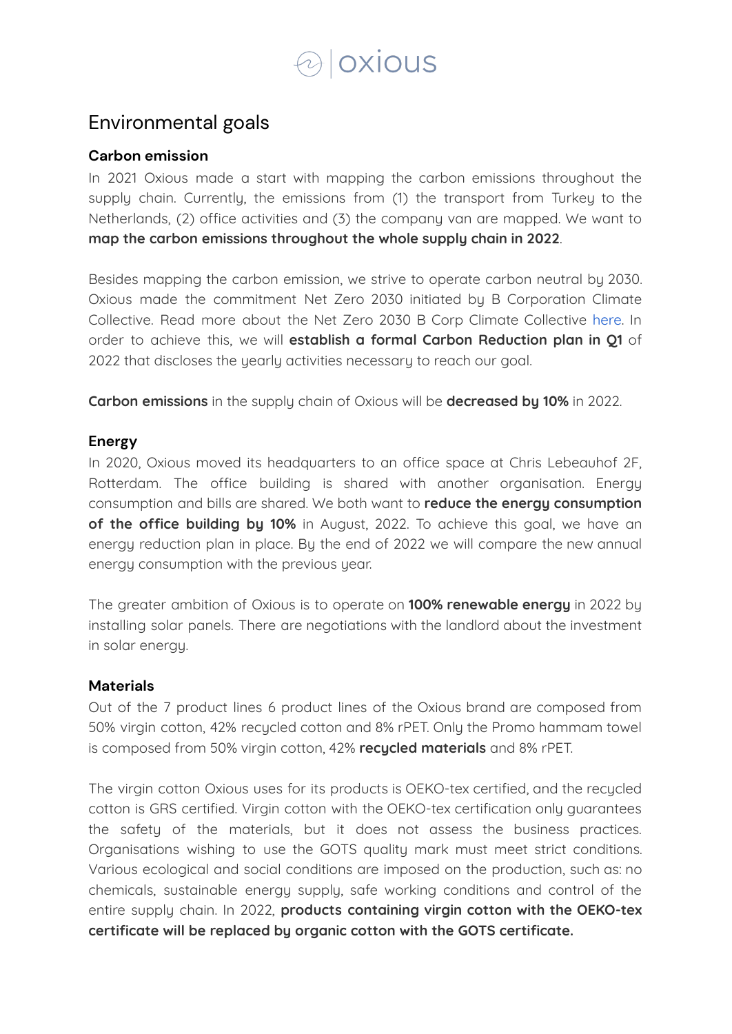## Environmental goals

### Carbon emission

In 2021 Oxious made a start with mapping the carbon emissions throughout the supply chain. Currently, the emissions from (1) the transport from Turkey to the Netherlands, (2) office activities and (3) the company van are mapped. We want to **map the carbon emissions throughout the whole supply chain in 2022**.

Besides mapping the carbon emission, we strive to operate carbon neutral by 2030. Oxious made the commitment Net Zero 2030 initiated by B Corporation Climate Collective. Read more about the Net Zero 2030 B Corp Climate Collective here. In order to achieve this, we will **establish a formal Carbon Reduction plan in Q1** of 2022 that discloses the yearly activities necessary to reach our goal.

**Carbon emissions** in the supply chain of Oxious will be **decreased by 10%** in 2022.

### Energy

In 2020, Oxious moved its headquarters to an office space at Chris Lebeauhof 2F, Rotterdam. The office building is shared with another organisation. Energy consumption and bills are shared. We both want to **reduce the energy consumption of the office building by 10%** in August, 2022. To achieve this goal, we have an energy reduction plan in place. By the end of 2022 we will compare the new annual energy consumption with the previous year.

The greater ambition of Oxious is to operate on **100% renewable energy** in 2022 by installing solar panels. There are negotiations with the landlord about the investment in solar energy.

### Materials

Out of the 7 product lines 6 product lines of the Oxious brand are composed from 50% virgin cotton, 42% recycled cotton and 8% rPET. Only the Promo hammam towel is composed from 50% virgin cotton, 42% **recycled materials** and 8% rPET.

The virgin cotton Oxious uses for its products is OEKO-tex certified, and the recycled cotton is GRS certified. Virgin cotton with the OEKO-tex certification only guarantees the safety of the materials, but it does not assess the business practices. Organisations wishing to use the GOTS quality mark must meet strict conditions. Various ecological and social conditions are imposed on the production, such as: no chemicals, sustainable energy supply, safe working conditions and control of the entire supply chain. In 2022, **products containing virgin cotton with the OEKO-tex certificate will be replaced by organic cotton with the GOTS certificate.**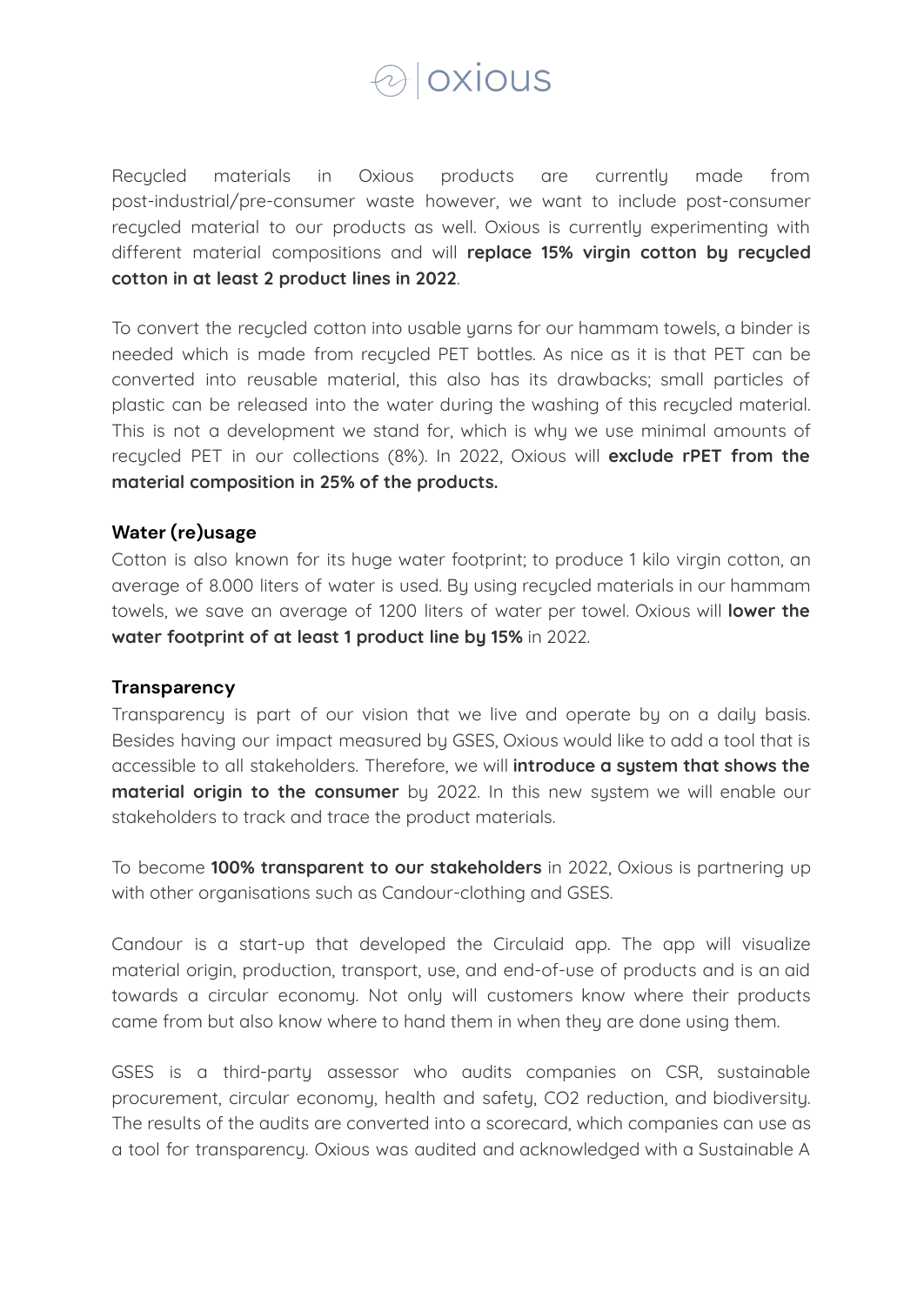Recycled materials in Oxious products are currently made from post-industrial/pre-consumer waste however, we want to include post-consumer recycled material to our products as well. Oxious is currently experimenting with different material compositions and will **replace 15% virgin cotton by recycled cotton in at least 2 product lines in 2022**.

To convert the recycled cotton into usable yarns for our hammam towels, a binder is needed which is made from recycled PET bottles. As nice as it is that PET can be converted into reusable material, this also has its drawbacks; small particles of plastic can be released into the water during the washing of this recycled material. This is not a development we stand for, which is why we use minimal amounts of recycled PET in our collections (8%). In 2022, Oxious will **exclude rPET from the material composition in 25% of the products.**

### Water (re)usage

Cotton is also known for its huge water footprint; to produce 1 kilo virgin cotton, an average of 8.000 liters of water is used. By using recycled materials in our hammam towels, we save an average of 1200 liters of water per towel. Oxious will **lower the water footprint of at least 1 product line by 15%** in 2022.

### Transparency

Transparency is part of our vision that we live and operate by on a daily basis. Besides having our impact measured by GSES, Oxious would like to add a tool that is accessible to all stakeholders. Therefore, we will **introduce a system that shows the material origin to the consumer** by 2022. In this new system we will enable our stakeholders to track and trace the product materials.

To become **100% transparent to our stakeholders** in 2022, Oxious is partnering up with other organisations such as Candour-clothing and GSES.

Candour is a start-up that developed the Circulaid app. The app will visualize material origin, production, transport, use, and end-of-use of products and is an aid towards a circular economy. Not only will customers know where their products came from but also know where to hand them in when they are done using them.

GSES is a third-party assessor who audits companies on CSR, sustainable procurement, circular economy, health and safety, CO2 reduction, and biodiversity. The results of the audits are converted into a scorecard, which companies can use as a tool for transparency. Oxious was audited and acknowledged with a Sustainable A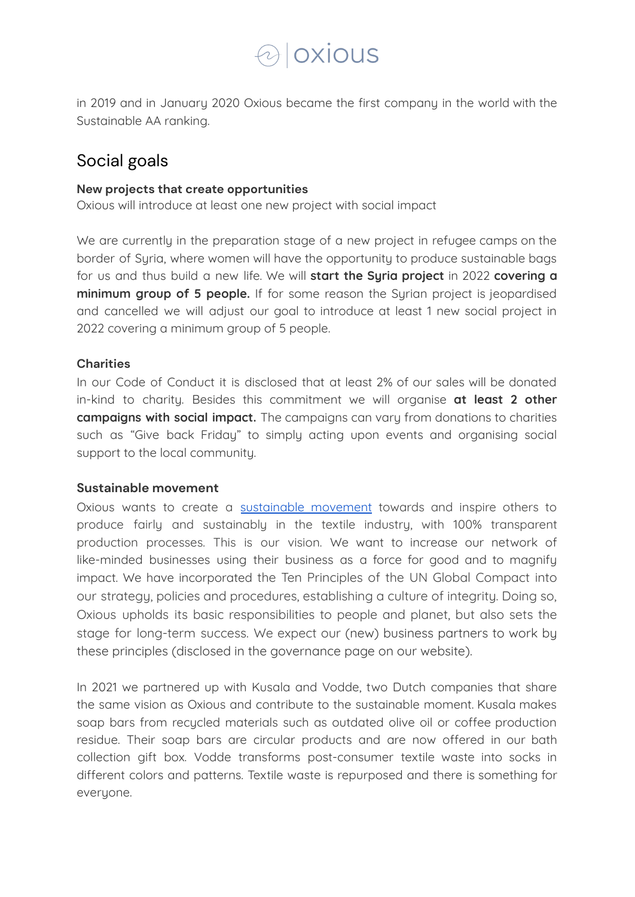in 2019 and in January 2020 Oxious became the first company in the world with the Sustainable AA ranking.

## Social goals

**New projects that create opportunities**
Oxious will introduce at least one new project with social impact

We are currently in the preparation stage of a new project in refugee camps on the border of Syria, where women will have the opportunity to produce sustainable bags for us and thus build a new life. We will **start the Syria project** in 2022 **covering a minimum group of 5 people.** If for some reason the Syrian project is jeopardised and cancelled we will adjust our goal to introduce at least 1 new social project in 2022 covering a minimum group of 5 people.

**Charities**
In our Code of Conduct it is disclosed that at least 2% of our sales will be donated in-kind to charity. Besides this commitment we will organise **at least 2 other campaigns with social impact.** The campaigns can vary from donations to charities such as "Give back Friday" to simply acting upon events and organising social support to the local community.

**Sustainable movement**
Oxious wants to create a sustainable movement towards and inspire others to produce fairly and sustainably in the textile industry, with 100% transparent production processes. This is our vision. We want to increase our network of like-minded businesses using their business as a force for good and to magnify impact. We have incorporated the Ten Principles of the UN Global Compact into our strategy, policies and procedures, establishing a culture of integrity. Doing so, Oxious upholds its basic responsibilities to people and planet, but also sets the stage for long-term success. We expect our (new) business partners to work by these principles (disclosed in the governance page on our website).

In 2021 we partnered up with Kusala and Vodde, two Dutch companies that share the same vision as Oxious and contribute to the sustainable moment. Kusala makes soap bars from recycled materials such as outdated olive oil or coffee production residue. Their soap bars are circular products and are now offered in our bath collection gift box. Vodde transforms post-consumer textile waste into socks in different colors and patterns. Textile waste is repurposed and there is something for everyone.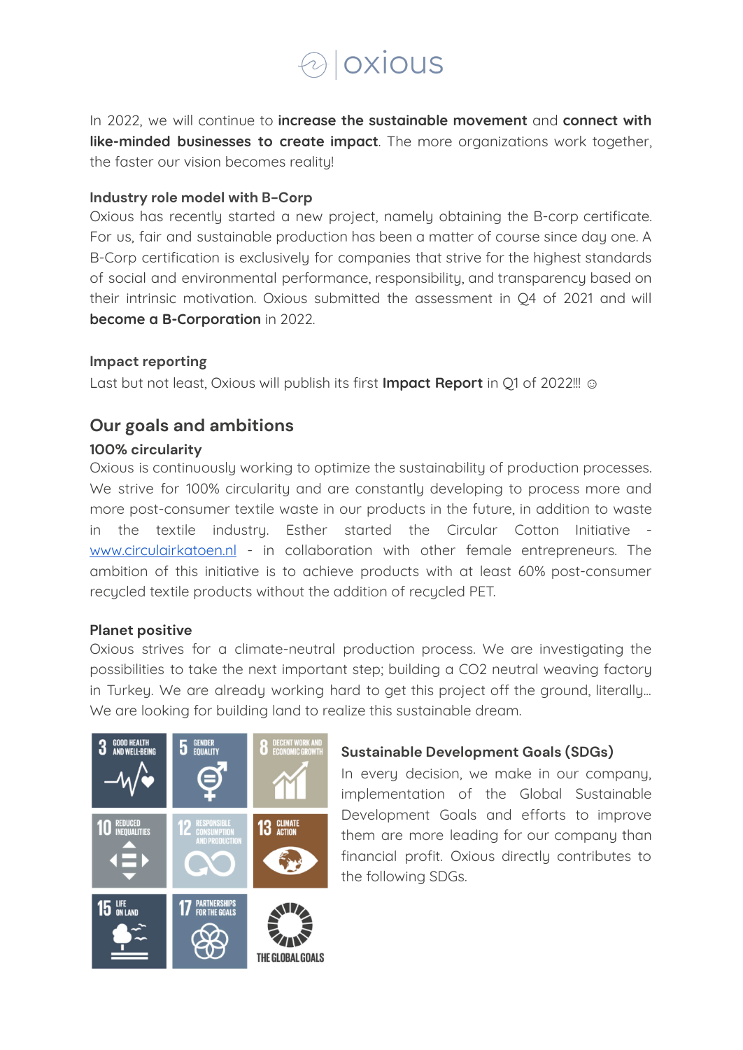In 2022, we will continue to **increase the sustainable movement** and **connect with like-minded businesses to create impact**. The more organizations work together, the faster our vision becomes reality!

**Industry role model with B-Corp**

Oxious has recently started a new project, namely obtaining the B-corp certificate. For us, fair and sustainable production has been a matter of course since day one. A B-Corp certification is exclusively for companies that strive for the highest standards of social and environmental performance, responsibility, and transparency based on their intrinsic motivation. Oxious submitted the assessment in Q4 of 2021 and will **become a B-Corporation** in 2022.

**Impact reporting**

Last but not least, Oxious will publish its first **Impact Report** in Q1 of 2022!!! ☺

## Our goals and ambitions

### 100% circularity

Oxious is continuously working to optimize the sustainability of production processes. We strive for 100% circularity and are constantly developing to process more and more post-consumer textile waste in our products in the future, in addition to waste in the textile industry. Esther started the Circular Cotton Initiative - www.circulairkatoen.nl - in collaboration with other female entrepreneurs. The ambition of this initiative is to achieve products with at least 60% post-consumer recycled textile products without the addition of recycled PET.

**Planet positive**

Oxious strives for a climate-neutral production process. We are investigating the possibilities to take the next important step; building a $CO_2$ neutral weaving factory in Turkey. We are already working hard to get this project off the ground, literally... We are looking for building land to realize this sustainable dream.

**Sustainable Development Goals (SDGs)**

In every decision, we make in our company, implementation of the Global Sustainable Development Goals and efforts to improve them are more leading for our company than financial profit. Oxious directly contributes to the following SDGs.

3 GOOD HEALTH AND WELL-BEING

5 GENDER EQUALITY

8 DECENT WORK AND ECONOMIC GROWTH

10 REDUCED INEQUALITIES

12 RESPONSIBLE CONSUMPTION AND PRODUCTION

13 CLIMATE ACTION

15 LIFE ON LAND

17 PARTNERSHIPS FOR THE GOALS

THE GLOBAL GOALS